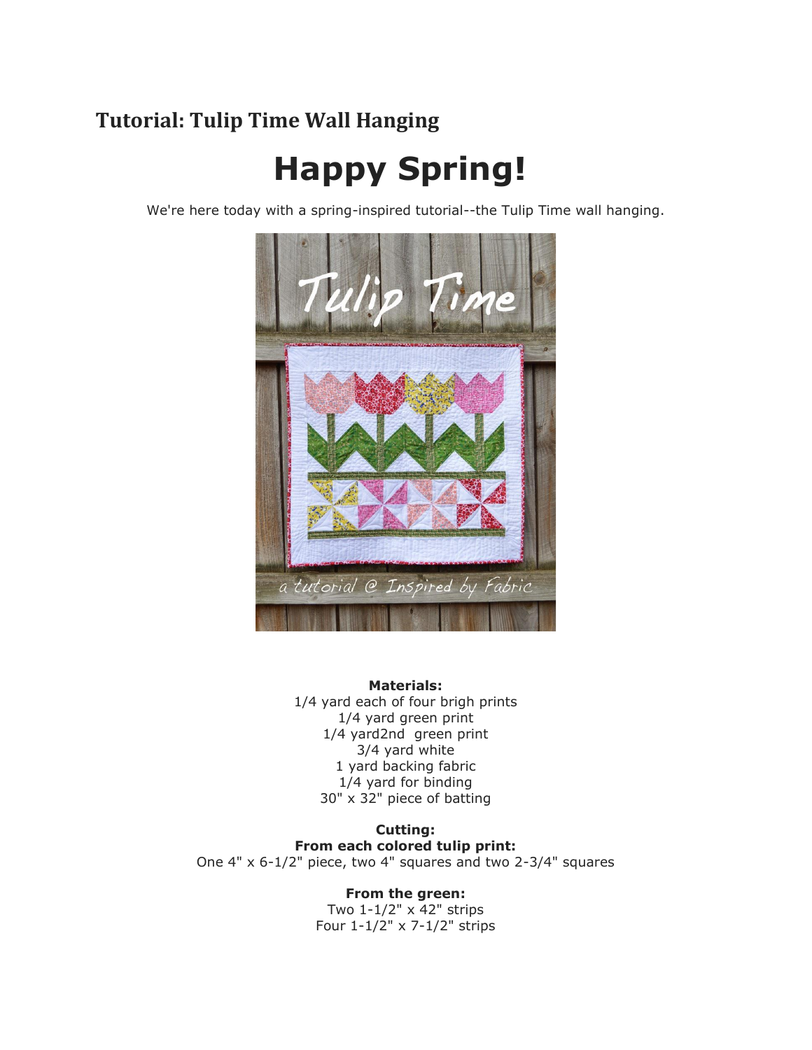## Tutorial: Tulip Time Wall Hanging

# Happy Spring!

We're here today with a spring-inspired tutorial--the Tulip Time wall hanging.

**Materials:**

1/4 yard each of four brigh prints
1/4 yard green print
1/4 yard2nd green print
3/4 yard white
1 yard backing fabric
1/4 yard for binding
30" x 32" piece of batting

**Cutting:**

**From each colored tulip print:**

One 4" x 6-1/2" piece, two 4" squares and two 2-3/4" squares

**From the green:**

Two 1-1/2" x 42" strips
Four 1-1/2" x 7-1/2" strips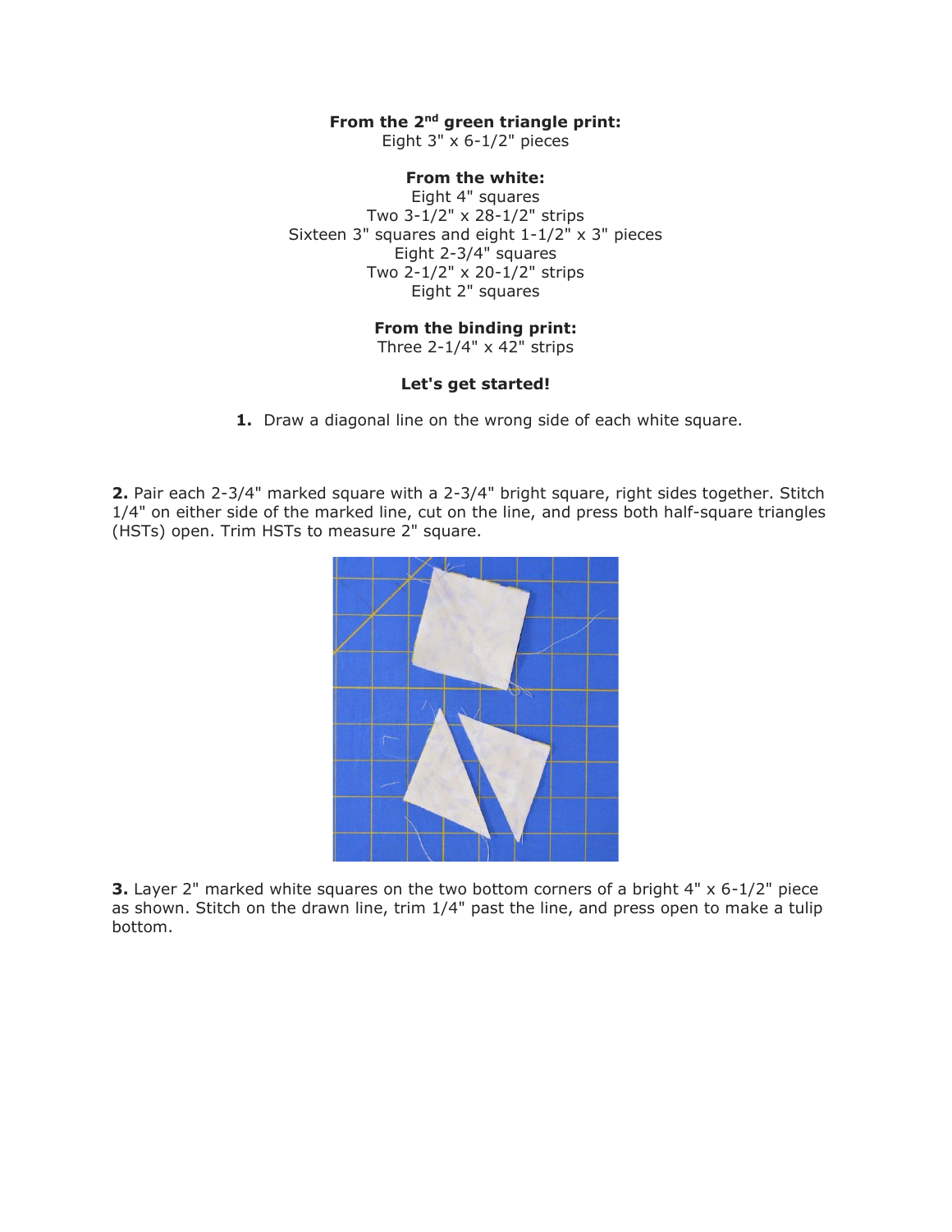**From the 2nd green triangle print:**
Eight 3" x 6-1/2" pieces

**From the white:**
Eight 4" squares
Two 3-1/2" x 28-1/2" strips
Sixteen 3" squares and eight 1-1/2" x 3" pieces
Eight 2-3/4" squares
Two 2-1/2" x 20-1/2" strips
Eight 2" squares

**From the binding print:**
Three 2-1/4" x 42" strips

**Let's get started!**

**1.** Draw a diagonal line on the wrong side of each white square.

**2.** Pair each 2-3/4" marked square with a 2-3/4" bright square, right sides together. Stitch 1/4" on either side of the marked line, cut on the line, and press both half-square triangles (HSTs) open. Trim HSTs to measure 2" square.

**3.** Layer 2" marked white squares on the two bottom corners of a bright 4" x 6-1/2" piece as shown. Stitch on the drawn line, trim 1/4" past the line, and press open to make a tulip bottom.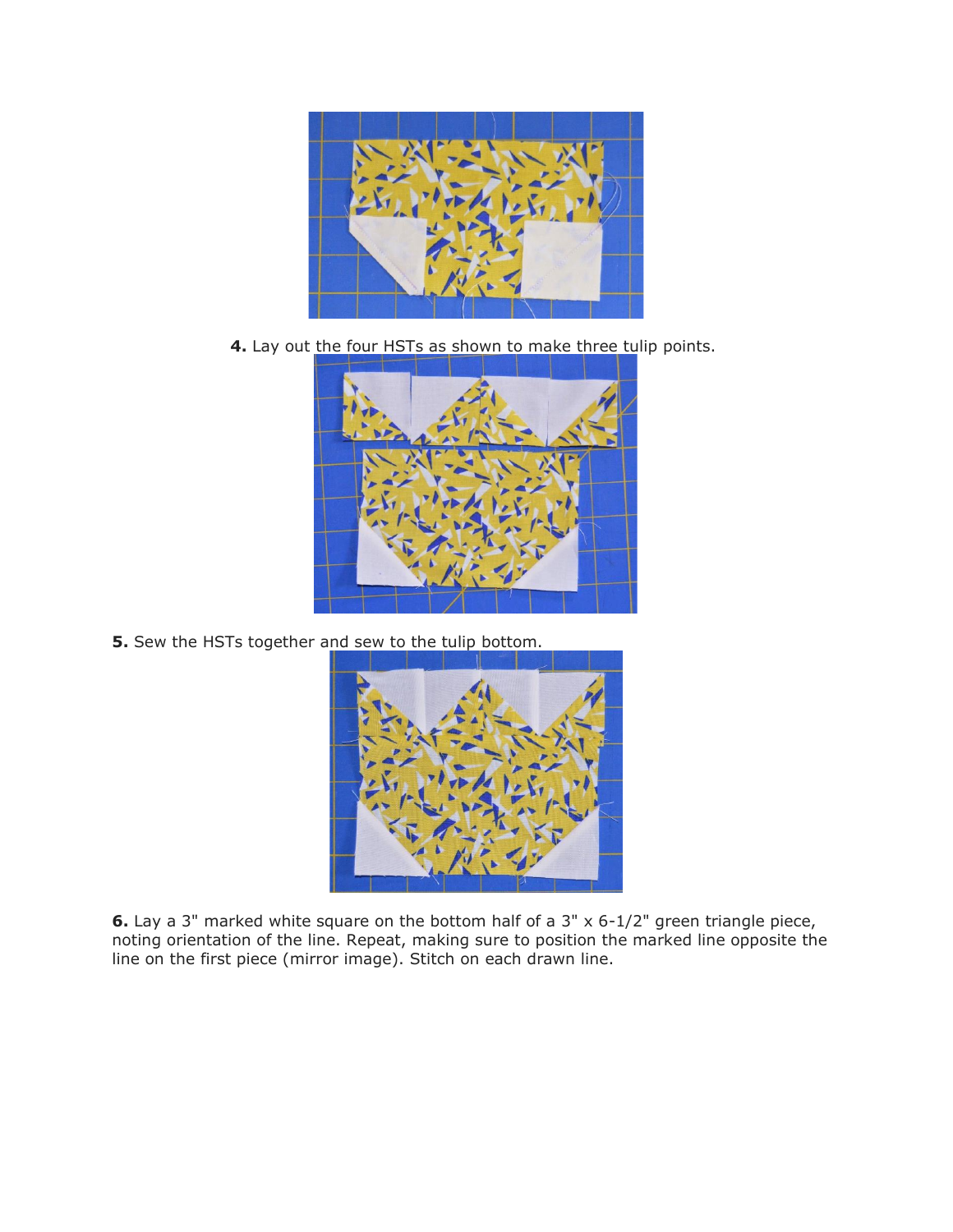**4.** Lay out the four HSTs as shown to make three tulip points.

**5.** Sew the HSTs together and sew to the tulip bottom.

**6.** Lay a 3" marked white square on the bottom half of a 3" x 6-1/2" green triangle piece, noting orientation of the line. Repeat, making sure to position the marked line opposite the line on the first piece (mirror image). Stitch on each drawn line.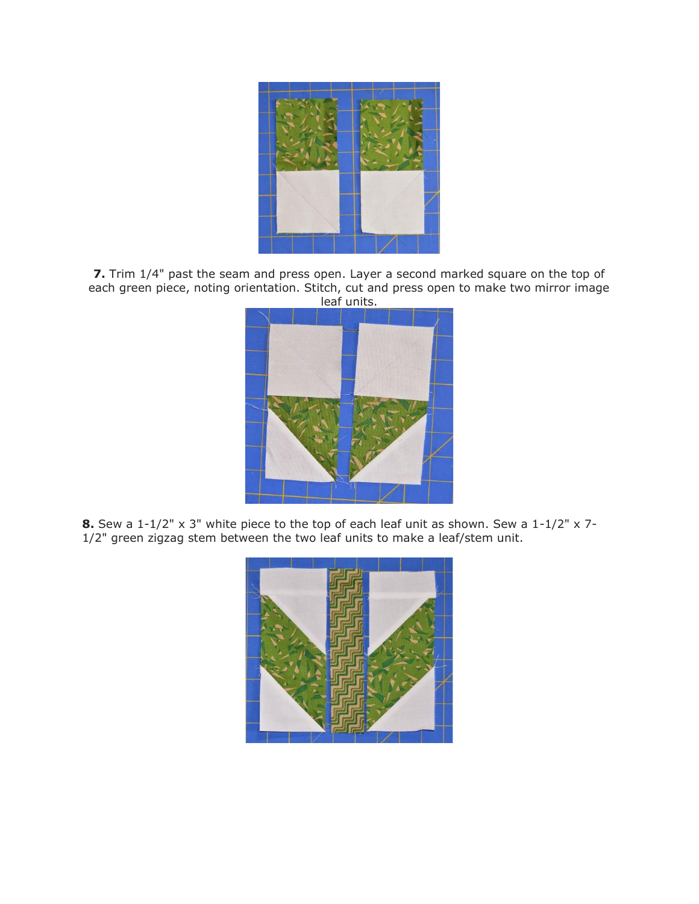**7.** Trim 1/4" past the seam and press open. Layer a second marked square on the top of each green piece, noting orientation. Stitch, cut and press open to make two mirror image leaf units.

**8.** Sew a 1-1/2" x 3" white piece to the top of each leaf unit as shown. Sew a 1-1/2" x 7-1/2" green zigzag stem between the two leaf units to make a leaf/stem unit.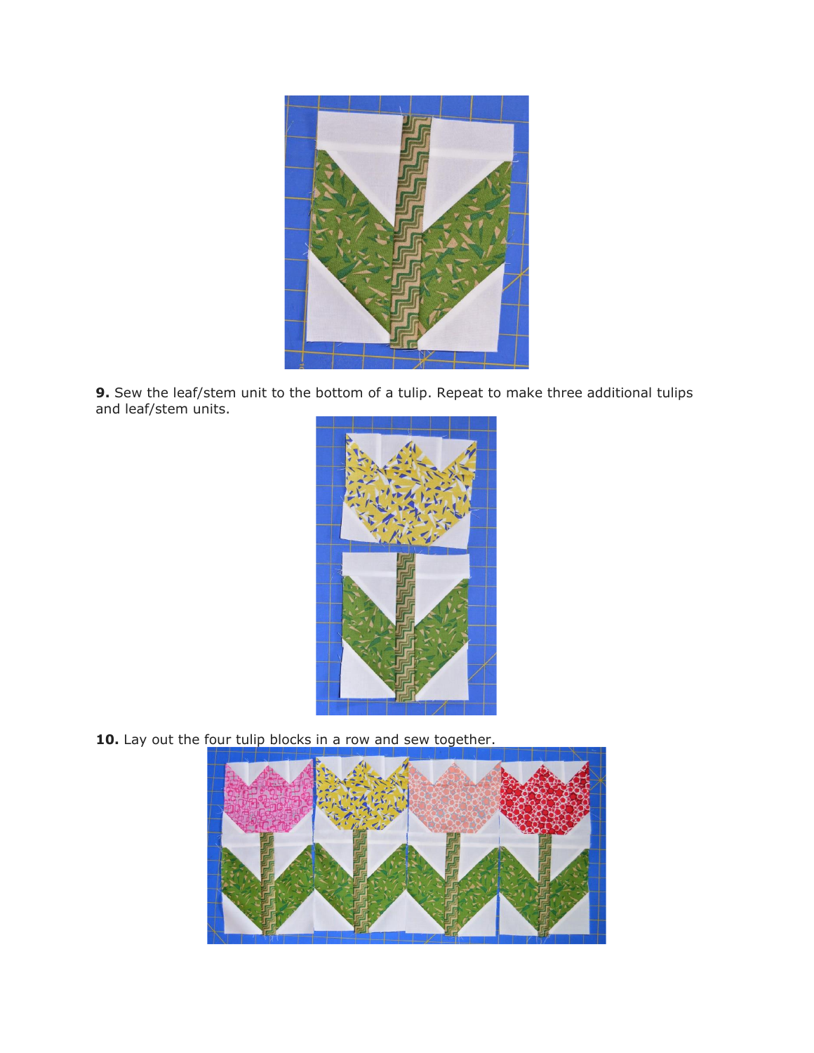**9.** Sew the leaf/stem unit to the bottom of a tulip. Repeat to make three additional tulips and leaf/stem units.

**10.** Lay out the four tulip blocks in a row and sew together.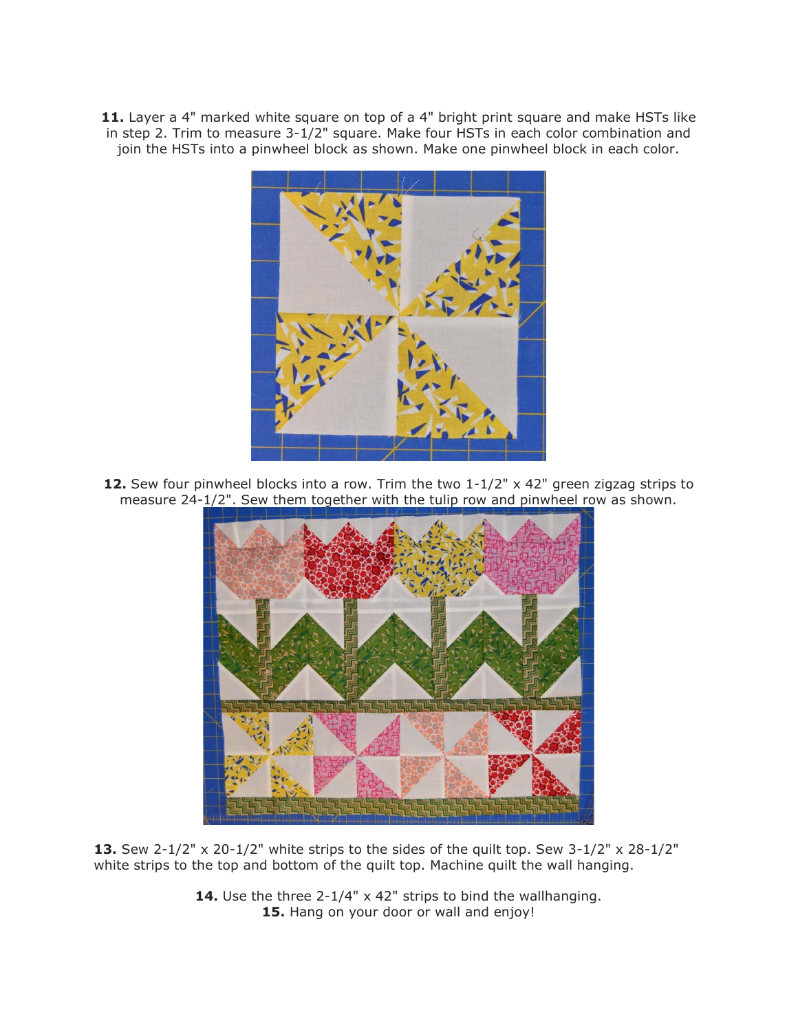**11.** Layer a 4" marked white square on top of a 4" bright print square and make HSTs like in step 2. Trim to measure 3-1/2" square. Make four HSTs in each color combination and join the HSTs into a pinwheel block as shown. Make one pinwheel block in each color.

**12.** Sew four pinwheel blocks into a row. Trim the two 1-1/2" x 42" green zigzag strips to measure 24-1/2". Sew them together with the tulip row and pinwheel row as shown.

**13.** Sew 2-1/2" x 20-1/2" white strips to the sides of the quilt top. Sew 3-1/2" x 28-1/2" white strips to the top and bottom of the quilt top. Machine quilt the wall hanging.

**14.** Use the three 2-1/4" x 42" strips to bind the wallhanging.

**15.** Hang on your door or wall and enjoy!